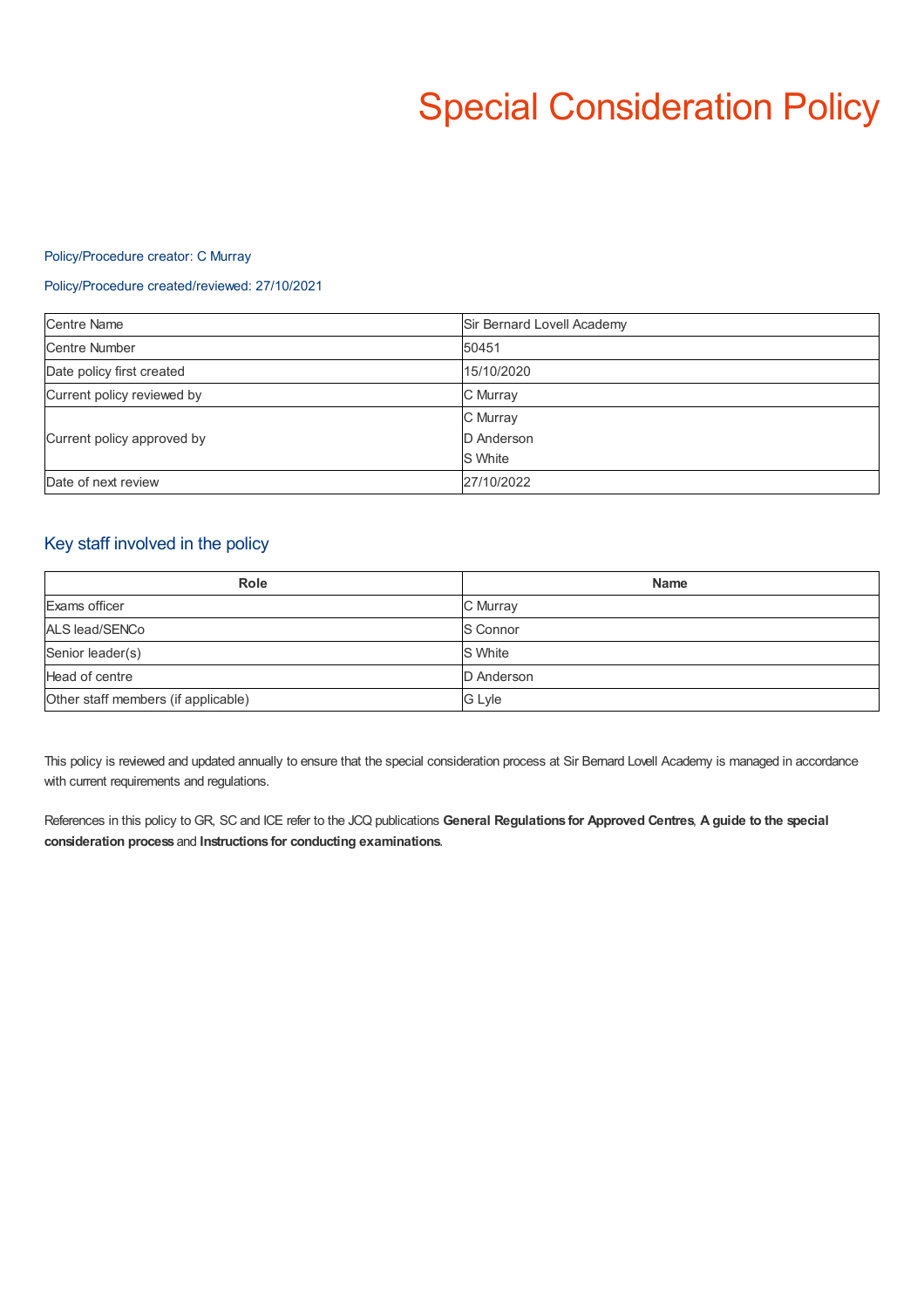# Special Consideration Policy

Policy/Procedure creator: C Murray

Policy/Procedure created/reviewed: 27/10/2021

| Centre Name | Sir Bernard Lovell Academy |
|---|---|
| Centre Number | 50451 |
| Date policy first created | 15/10/2020 |
| Current policy reviewed by | C Murray |
| Current policy approved by | C Murray<br>D Anderson<br>S White |
| Date of next review | 27/10/2022 |

## Key staff involved in the policy

| Role | Name |
|---|---|
| Exams officer | C Murray |
| ALS lead/SENCo | S Connor |
| Senior leader(s) | S White |
| Head of centre | D Anderson |
| Other staff members (if applicable) | G Lyle |

This policy is reviewed and updated annually to ensure that the special consideration process at Sir Bernard Lovell Academy is managed in accordance with current requirements and regulations.

References in this policy to GR, SC and ICE refer to the JCQ publications **General Regulations for Approved Centres**, **A guide to the special consideration process** and **Instructions for conducting examinations**.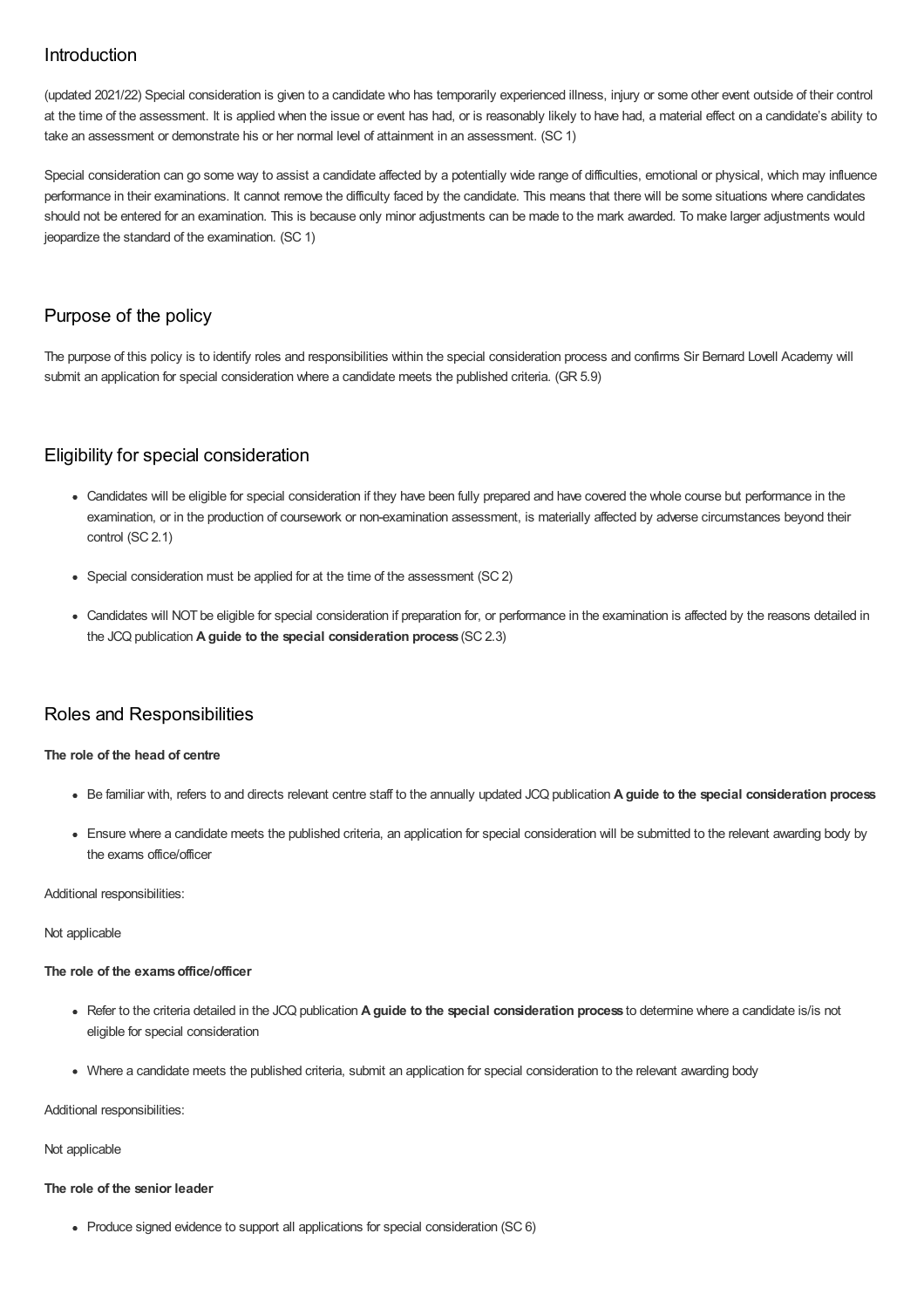## Introduction

(updated 2021/22) Special consideration is given to a candidate who has temporarily experienced illness, injury or some other event outside of their control at the time of the assessment. It is applied when the issue or event has had, or is reasonably likely to have had, a material effect on a candidate's ability to take an assessment or demonstrate his or her normal level of attainment in an assessment. (SC 1)

Special consideration can go some way to assist a candidate affected by a potentially wide range of difficulties, emotional or physical, which may influence performance in their examinations. It cannot remove the difficulty faced by the candidate. This means that there will be some situations where candidates should not be entered for an examination. This is because only minor adjustments can be made to the mark awarded. To make larger adjustments would jeopardize the standard of the examination. (SC 1)

## Purpose of the policy

The purpose of this policy is to identify roles and responsibilities within the special consideration process and confirms Sir Bernard Lovell Academy will submit an application for special consideration where a candidate meets the published criteria. (GR 5.9)

## Eligibility for special consideration

- Candidates will be eligible for special consideration if they have been fully prepared and have covered the whole course but performance in the examination, or in the production of coursework or non-examination assessment, is materially affected by adverse circumstances beyond their control (SC 2.1)
- Special consideration must be applied for at the time of the assessment (SC 2)
- Candidates will NOT be eligible for special consideration if preparation for, or performance in the examination is affected by the reasons detailed in the JCQ publication **A guide to the special consideration process** (SC 2.3)

## Roles and Responsibilities

**The role of the head of centre**

- Be familiar with, refers to and directs relevant centre staff to the annually updated JCQ publication **A guide to the special consideration process**
- Ensure where a candidate meets the published criteria, an application for special consideration will be submitted to the relevant awarding body by the exams office/officer

Additional responsibilities:

Not applicable

**The role of the exams office/officer**

- Refer to the criteria detailed in the JCQ publication **A guide to the special consideration process** to determine where a candidate is/is not eligible for special consideration
- Where a candidate meets the published criteria, submit an application for special consideration to the relevant awarding body

Additional responsibilities:

Not applicable

**The role of the senior leader**

- Produce signed evidence to support all applications for special consideration (SC 6)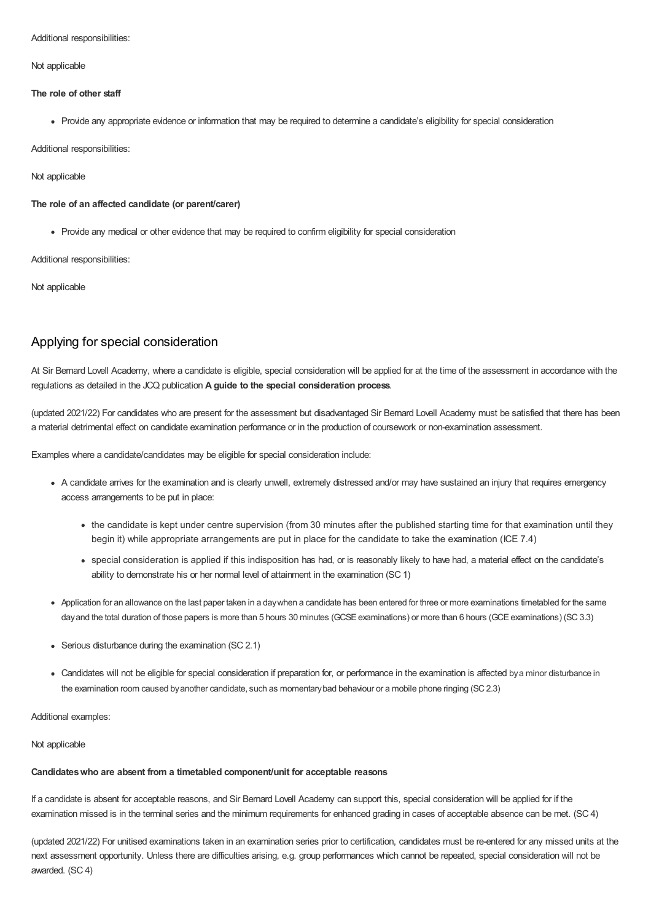Additional responsibilities:

Not applicable

**The role of other staff**

- Provide any appropriate evidence or information that may be required to determine a candidate's eligibility for special consideration

Additional responsibilities:

Not applicable

**The role of an affected candidate (or parent/carer)**

- Provide any medical or other evidence that may be required to confirm eligibility for special consideration

Additional responsibilities:

Not applicable

## Applying for special consideration

At Sir Bernard Lovell Academy, where a candidate is eligible, special consideration will be applied for at the time of the assessment in accordance with the regulations as detailed in the JCQ publication **A guide to the special consideration process**.

(updated 2021/22) For candidates who are present for the assessment but disadvantaged Sir Bernard Lovell Academy must be satisfied that there has been a material detrimental effect on candidate examination performance or in the production of coursework or non-examination assessment.

Examples where a candidate/candidates may be eligible for special consideration include:

- A candidate arrives for the examination and is clearly unwell, extremely distressed and/or may have sustained an injury that requires emergency access arrangements to be put in place:
  - the candidate is kept under centre supervision (from 30 minutes after the published starting time for that examination until they begin it) while appropriate arrangements are put in place for the candidate to take the examination (ICE 7.4)
  - special consideration is applied if this indisposition has had, or is reasonably likely to have had, a material effect on the candidate's ability to demonstrate his or her normal level of attainment in the examination (SC 1)
- Application for an allowance on the last paper taken in a day when a candidate has been entered for three or more examinations timetabled for the same day and the total duration of those papers is more than 5 hours 30 minutes (GCSE examinations) or more than 6 hours (GCE examinations) (SC 3.3)
- Serious disturbance during the examination (SC 2.1)
- Candidates will not be eligible for special consideration if preparation for, or performance in the examination is affected by a minor disturbance in the examination room caused by another candidate, such as momentary bad behaviour or a mobile phone ringing (SC 2.3)

Additional examples:

Not applicable

**Candidates who are absent from a timetabled component/unit for acceptable reasons**

If a candidate is absent for acceptable reasons, and Sir Bernard Lovell Academy can support this, special consideration will be applied for if the examination missed is in the terminal series and the minimum requirements for enhanced grading in cases of acceptable absence can be met. (SC 4)

(updated 2021/22) For unitised examinations taken in an examination series prior to certification, candidates must be re-entered for any missed units at the next assessment opportunity. Unless there are difficulties arising, e.g. group performances which cannot be repeated, special consideration will not be awarded. (SC 4)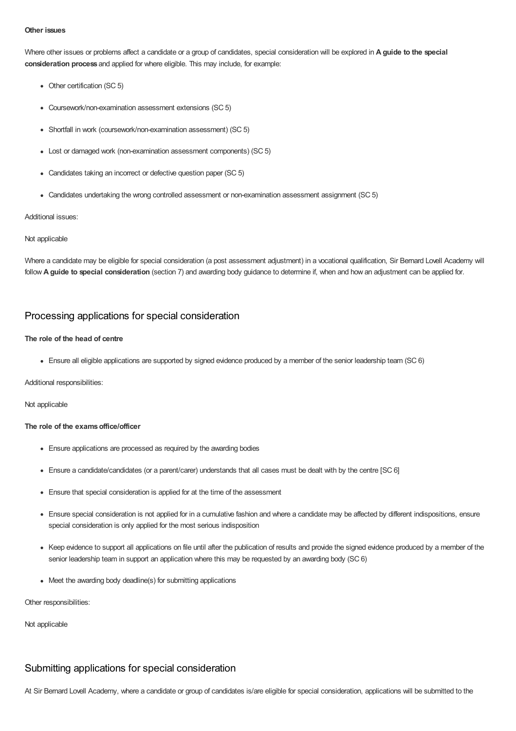**Other issues**

Where other issues or problems affect a candidate or a group of candidates, special consideration will be explored in **A guide to the special consideration process** and applied for where eligible. This may include, for example:

- Other certification (SC 5)
- Coursework/non-examination assessment extensions (SC 5)
- Shortfall in work (coursework/non-examination assessment) (SC 5)
- Lost or damaged work (non-examination assessment components) (SC 5)
- Candidates taking an incorrect or defective question paper (SC 5)
- Candidates undertaking the wrong controlled assessment or non-examination assessment assignment (SC 5)

Additional issues:

Not applicable

Where a candidate may be eligible for special consideration (a post assessment adjustment) in a vocational qualification, Sir Bernard Lovell Academy will follow **A guide to special consideration** (section 7) and awarding body guidance to determine if, when and how an adjustment can be applied for.

## Processing applications for special consideration

**The role of the head of centre**

- Ensure all eligible applications are supported by signed evidence produced by a member of the senior leadership team (SC 6)

Additional responsibilities:

Not applicable

**The role of the exams office/officer**

- Ensure applications are processed as required by the awarding bodies
- Ensure a candidate/candidates (or a parent/carer) understands that all cases must be dealt with by the centre [SC 6]
- Ensure that special consideration is applied for at the time of the assessment
- Ensure special consideration is not applied for in a cumulative fashion and where a candidate may be affected by different indispositions, ensure special consideration is only applied for the most serious indisposition
- Keep evidence to support all applications on file until after the publication of results and provide the signed evidence produced by a member of the senior leadership team in support an application where this may be requested by an awarding body (SC 6)
- Meet the awarding body deadline(s) for submitting applications

Other responsibilities:

Not applicable

## Submitting applications for special consideration

At Sir Bernard Lovell Academy, where a candidate or group of candidates is/are eligible for special consideration, applications will be submitted to the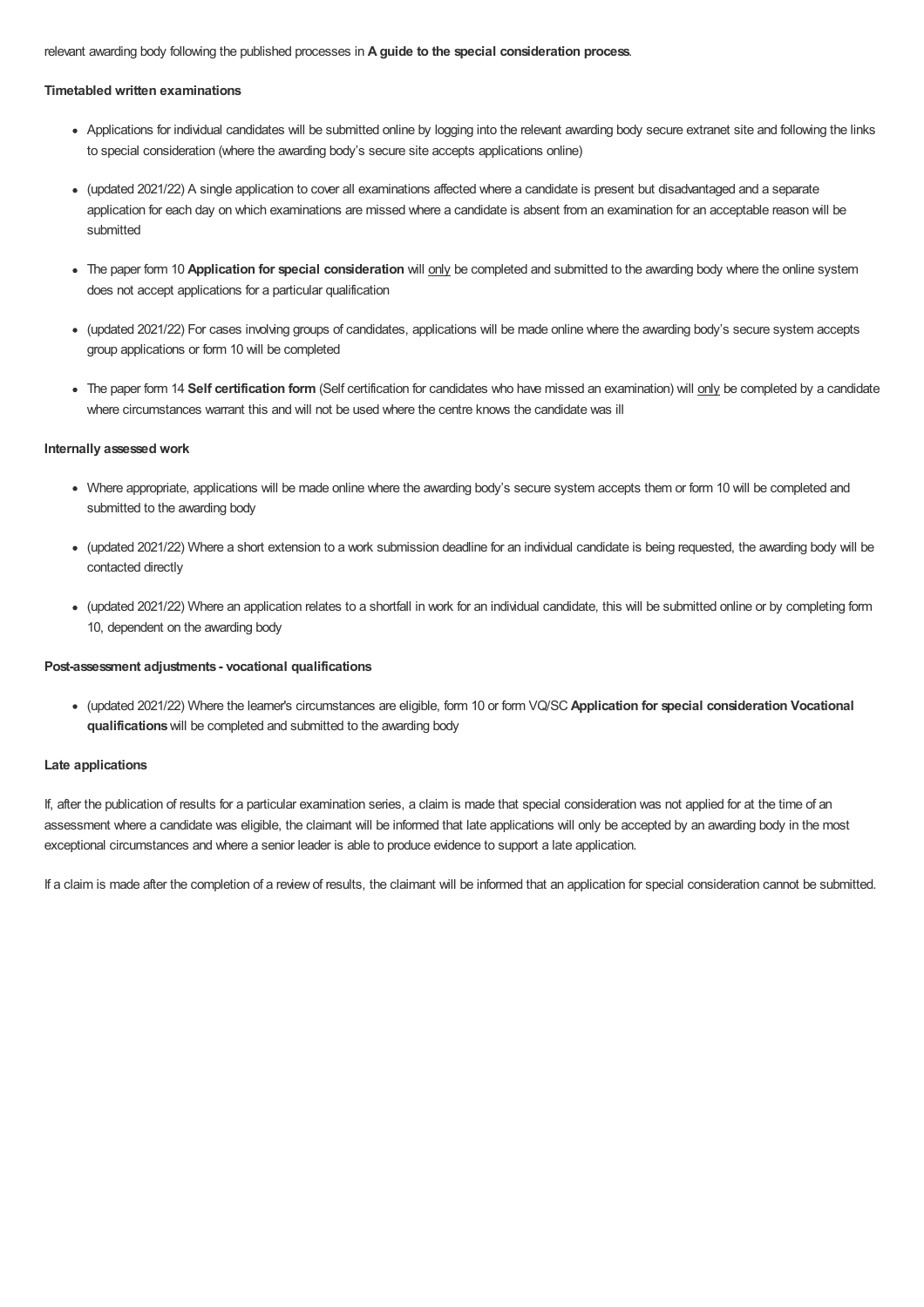relevant awarding body following the published processes in **A guide to the special consideration process**.

**Timetabled written examinations**

- Applications for individual candidates will be submitted online by logging into the relevant awarding body secure extranet site and following the links to special consideration (where the awarding body's secure site accepts applications online)
- (updated 2021/22) A single application to cover all examinations affected where a candidate is present but disadvantaged and a separate application for each day on which examinations are missed where a candidate is absent from an examination for an acceptable reason will be submitted
- The paper form 10 **Application for special consideration** will <u>only</u> be completed and submitted to the awarding body where the online system does not accept applications for a particular qualification
- (updated 2021/22) For cases involving groups of candidates, applications will be made online where the awarding body's secure system accepts group applications or form 10 will be completed
- The paper form 14 **Self certification form** (Self certification for candidates who have missed an examination) will <u>only</u> be completed by a candidate where circumstances warrant this and will not be used where the centre knows the candidate was ill

**Internally assessed work**

- Where appropriate, applications will be made online where the awarding body's secure system accepts them or form 10 will be completed and submitted to the awarding body
- (updated 2021/22) Where a short extension to a work submission deadline for an individual candidate is being requested, the awarding body will be contacted directly
- (updated 2021/22) Where an application relates to a shortfall in work for an individual candidate, this will be submitted online or by completing form 10, dependent on the awarding body

**Post-assessment adjustments - vocational qualifications**

- (updated 2021/22) Where the learner's circumstances are eligible, form 10 or form VQ/SC **Application for special consideration Vocational qualifications** will be completed and submitted to the awarding body

**Late applications**

If, after the publication of results for a particular examination series, a claim is made that special consideration was not applied for at the time of an assessment where a candidate was eligible, the claimant will be informed that late applications will only be accepted by an awarding body in the most exceptional circumstances and where a senior leader is able to produce evidence to support a late application.

If a claim is made after the completion of a review of results, the claimant will be informed that an application for special consideration cannot be submitted.